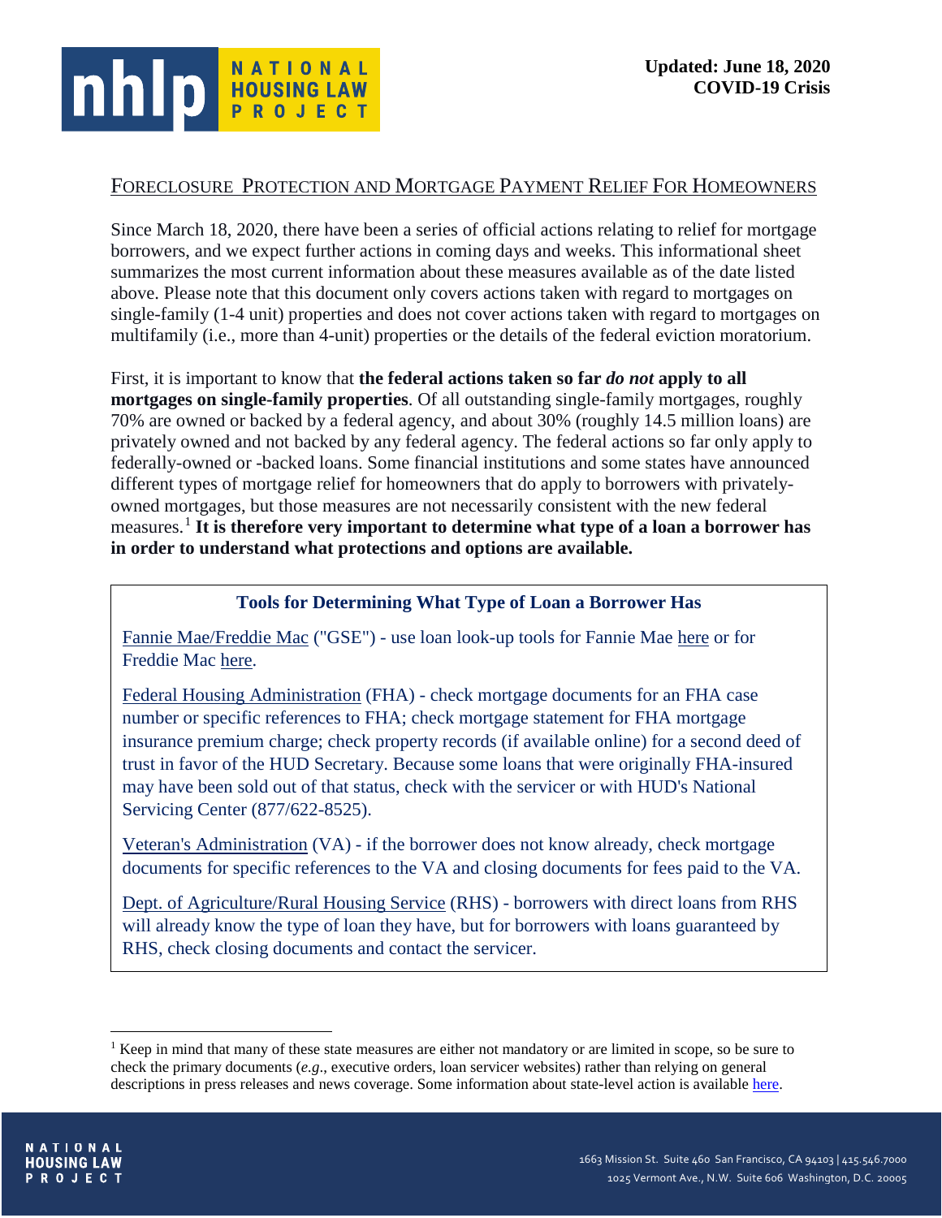Updated: June 18, 2020
COVID-19 Crisis

## FORECLOSURE PROTECTION AND MORTGAGE PAYMENT RELIEF FOR HOMEOWNERS

Since March 18, 2020, there have been a series of official actions relating to relief for mortgage borrowers, and we expect further actions in coming days and weeks. This informational sheet summarizes the most current information about these measures available as of the date listed above. Please note that this document only covers actions taken with regard to mortgages on single-family (1-4 unit) properties and does not cover actions taken with regard to mortgages on multifamily (i.e., more than 4-unit) properties or the details of the federal eviction moratorium.

First, it is important to know that **the federal actions taken so far *do not* apply to all mortgages on single-family properties**. Of all outstanding single-family mortgages, roughly 70% are owned or backed by a federal agency, and about 30% (roughly 14.5 million loans) are privately owned and not backed by any federal agency. The federal actions so far only apply to federally-owned or -backed loans. Some financial institutions and some states have announced different types of mortgage relief for homeowners that do apply to borrowers with privately-owned mortgages, but those measures are not necessarily consistent with the new federal measures.[1] **It is therefore very important to determine what type of a loan a borrower has in order to understand what protections and options are available.**

### Tools for Determining What Type of Loan a Borrower Has

Fannie Mae/Freddie Mac ("GSE") - use loan look-up tools for Fannie Mae here or for Freddie Mac here.

Federal Housing Administration (FHA) - check mortgage documents for an FHA case number or specific references to FHA; check mortgage statement for FHA mortgage insurance premium charge; check property records (if available online) for a second deed of trust in favor of the HUD Secretary. Because some loans that were originally FHA-insured may have been sold out of that status, check with the servicer or with HUD's National Servicing Center (877/622-8525).

Veteran's Administration (VA) - if the borrower does not know already, check mortgage documents for specific references to the VA and closing documents for fees paid to the VA.

Dept. of Agriculture/Rural Housing Service (RHS) - borrowers with direct loans from RHS will already know the type of loan they have, but for borrowers with loans guaranteed by RHS, check closing documents and contact the servicer.

---

[1] Keep in mind that many of these state measures are either not mandatory or are limited in scope, so be sure to check the primary documents (*e.g.*, executive orders, loan servicer websites) rather than relying on general descriptions in press releases and news coverage. Some information about state-level action is available here.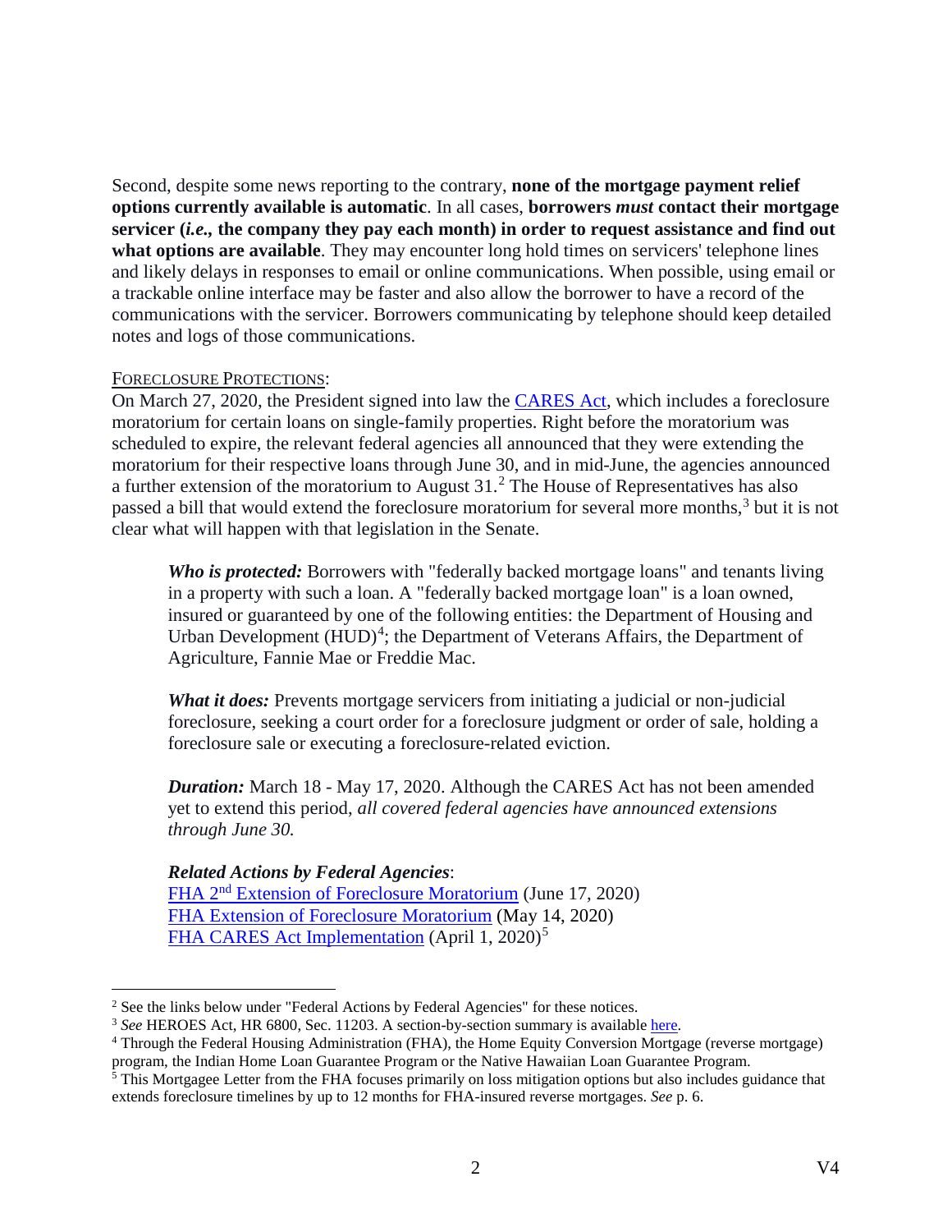Second, despite some news reporting to the contrary, **none of the mortgage payment relief options currently available is automatic**. In all cases, **borrowers *must* contact their mortgage servicer (*i.e.,* the company they pay each month) in order to request assistance and find out what options are available**. They may encounter long hold times on servicers' telephone lines and likely delays in responses to email or online communications. When possible, using email or a trackable online interface may be faster and also allow the borrower to have a record of the communications with the servicer. Borrowers communicating by telephone should keep detailed notes and logs of those communications.

FORECLOSURE PROTECTIONS:

On March 27, 2020, the President signed into law the CARES Act, which includes a foreclosure moratorium for certain loans on single-family properties. Right before the moratorium was scheduled to expire, the relevant federal agencies all announced that they were extending the moratorium for their respective loans through June 30, and in mid-June, the agencies announced a further extension of the moratorium to August 31.[2] The House of Representatives has also passed a bill that would extend the foreclosure moratorium for several more months,[3] but it is not clear what will happen with that legislation in the Senate.

> ***Who is protected:*** Borrowers with "federally backed mortgage loans" and tenants living in a property with such a loan. A "federally backed mortgage loan" is a loan owned, insured or guaranteed by one of the following entities: the Department of Housing and Urban Development (HUD)[4]; the Department of Veterans Affairs, the Department of Agriculture, Fannie Mae or Freddie Mac.
>
> ***What it does:*** Prevents mortgage servicers from initiating a judicial or non-judicial foreclosure, seeking a court order for a foreclosure judgment or order of sale, holding a foreclosure sale or executing a foreclosure-related eviction.
>
> ***Duration:*** March 18 - May 17, 2020. Although the CARES Act has not been amended yet to extend this period, *all covered federal agencies have announced extensions through June 30.*
>
> ***Related Actions by Federal Agencies***:
> FHA 2nd Extension of Foreclosure Moratorium (June 17, 2020)
> FHA Extension of Foreclosure Moratorium (May 14, 2020)
> FHA CARES Act Implementation (April 1, 2020)[5]

---

[2] See the links below under "Federal Actions by Federal Agencies" for these notices.

[3] *See* HEROES Act, HR 6800, Sec. 11203. A section-by-section summary is available here.

[4] Through the Federal Housing Administration (FHA), the Home Equity Conversion Mortgage (reverse mortgage) program, the Indian Home Loan Guarantee Program or the Native Hawaiian Loan Guarantee Program.

[5] This Mortgagee Letter from the FHA focuses primarily on loss mitigation options but also includes guidance that extends foreclosure timelines by up to 12 months for FHA-insured reverse mortgages. *See* p. 6.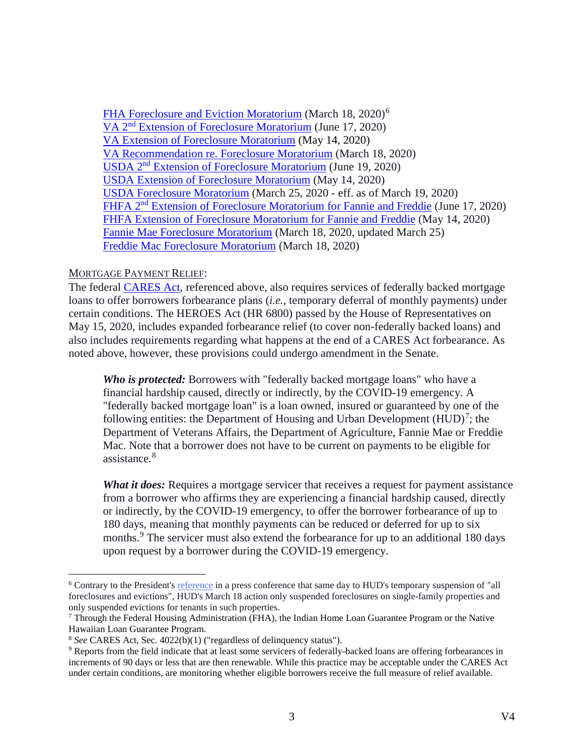FHA Foreclosure and Eviction Moratorium (March 18, 2020)[6]
VA 2nd Extension of Foreclosure Moratorium (June 17, 2020)
VA Extension of Foreclosure Moratorium (May 14, 2020)
VA Recommendation re. Foreclosure Moratorium (March 18, 2020)
USDA 2nd Extension of Foreclosure Moratorium (June 19, 2020)
USDA Extension of Foreclosure Moratorium (May 14, 2020)
USDA Foreclosure Moratorium (March 25, 2020 - eff. as of March 19, 2020)
FHFA 2nd Extension of Foreclosure Moratorium for Fannie and Freddie (June 17, 2020)
FHFA Extension of Foreclosure Moratorium for Fannie and Freddie (May 14, 2020)
Fannie Mae Foreclosure Moratorium (March 18, 2020, updated March 25)
Freddie Mac Foreclosure Moratorium (March 18, 2020)

MORTGAGE PAYMENT RELIEF:

The federal CARES Act, referenced above, also requires services of federally backed mortgage loans to offer borrowers forbearance plans (*i.e.*, temporary deferral of monthly payments) under certain conditions. The HEROES Act (HR 6800) passed by the House of Representatives on May 15, 2020, includes expanded forbearance relief (to cover non-federally backed loans) and also includes requirements regarding what happens at the end of a CARES Act forbearance. As noted above, however, these provisions could undergo amendment in the Senate.

***Who is protected:*** Borrowers with "federally backed mortgage loans" who have a financial hardship caused, directly or indirectly, by the COVID-19 emergency. A "federally backed mortgage loan" is a loan owned, insured or guaranteed by one of the following entities: the Department of Housing and Urban Development (HUD)[7]; the Department of Veterans Affairs, the Department of Agriculture, Fannie Mae or Freddie Mac. Note that a borrower does not have to be current on payments to be eligible for assistance.[8]

***What it does:*** Requires a mortgage servicer that receives a request for payment assistance from a borrower who affirms they are experiencing a financial hardship caused, directly or indirectly, by the COVID-19 emergency, to offer the borrower forbearance of up to 180 days, meaning that monthly payments can be reduced or deferred for up to six months.[9] The servicer must also extend the forbearance for up to an additional 180 days upon request by a borrower during the COVID-19 emergency.

---

[6] Contrary to the President's reference in a press conference that same day to HUD's temporary suspension of "all foreclosures and evictions", HUD's March 18 action only suspended foreclosures on single-family properties and only suspended evictions for tenants in such properties.

[7] Through the Federal Housing Administration (FHA), the Indian Home Loan Guarantee Program or the Native Hawaiian Loan Guarantee Program.

[8] *See* CARES Act, Sec. 4022(b)(1) ("regardless of delinquency status").

[9] Reports from the field indicate that at least some servicers of federally-backed loans are offering forbearances in increments of 90 days or less that are then renewable. While this practice may be acceptable under the CARES Act under certain conditions, are monitoring whether eligible borrowers receive the full measure of relief available.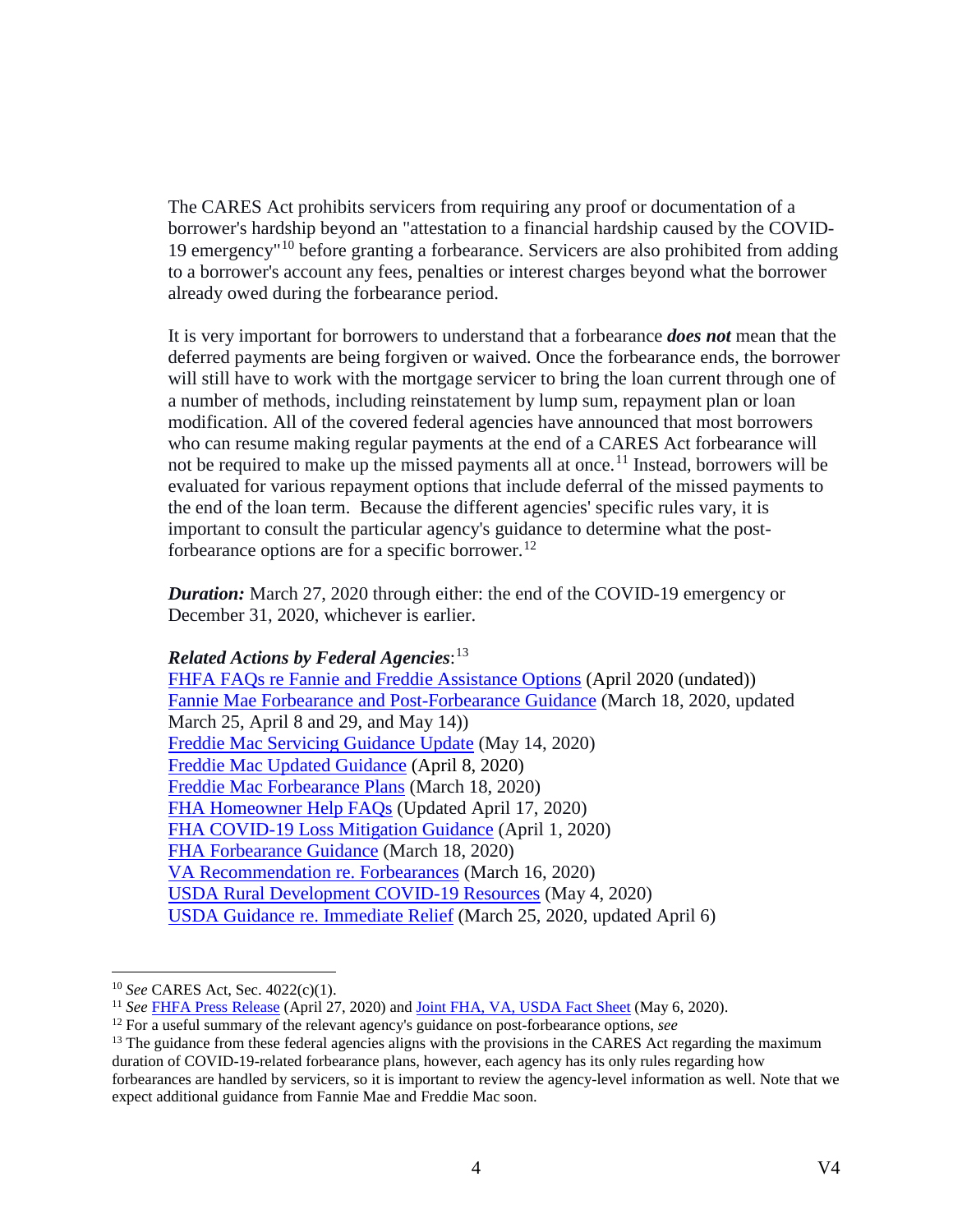The CARES Act prohibits servicers from requiring any proof or documentation of a borrower's hardship beyond an "attestation to a financial hardship caused by the COVID-19 emergency"[10] before granting a forbearance. Servicers are also prohibited from adding to a borrower's account any fees, penalties or interest charges beyond what the borrower already owed during the forbearance period.

It is very important for borrowers to understand that a forbearance ***does not*** mean that the deferred payments are being forgiven or waived. Once the forbearance ends, the borrower will still have to work with the mortgage servicer to bring the loan current through one of a number of methods, including reinstatement by lump sum, repayment plan or loan modification. All of the covered federal agencies have announced that most borrowers who can resume making regular payments at the end of a CARES Act forbearance will not be required to make up the missed payments all at once.[11] Instead, borrowers will be evaluated for various repayment options that include deferral of the missed payments to the end of the loan term. Because the different agencies' specific rules vary, it is important to consult the particular agency's guidance to determine what the post-forbearance options are for a specific borrower.[12]

***Duration:*** March 27, 2020 through either: the end of the COVID-19 emergency or December 31, 2020, whichever is earlier.

***Related Actions by Federal Agencies***:[13]

FHFA FAQs re Fannie and Freddie Assistance Options (April 2020 (undated))
Fannie Mae Forbearance and Post-Forbearance Guidance (March 18, 2020, updated March 25, April 8 and 29, and May 14))
Freddie Mac Servicing Guidance Update (May 14, 2020)
Freddie Mac Updated Guidance (April 8, 2020)
Freddie Mac Forbearance Plans (March 18, 2020)
FHA Homeowner Help FAQs (Updated April 17, 2020)
FHA COVID-19 Loss Mitigation Guidance (April 1, 2020)
FHA Forbearance Guidance (March 18, 2020)
VA Recommendation re. Forbearances (March 16, 2020)
USDA Rural Development COVID-19 Resources (May 4, 2020)
USDA Guidance re. Immediate Relief (March 25, 2020, updated April 6)

---

[10] *See* CARES Act, Sec. 4022(c)(1).

[11] *See* FHFA Press Release (April 27, 2020) and Joint FHA, VA, USDA Fact Sheet (May 6, 2020).

[12] For a useful summary of the relevant agency's guidance on post-forbearance options, *see*

[13] The guidance from these federal agencies aligns with the provisions in the CARES Act regarding the maximum duration of COVID-19-related forbearance plans, however, each agency has its only rules regarding how forbearances are handled by servicers, so it is important to review the agency-level information as well. Note that we expect additional guidance from Fannie Mae and Freddie Mac soon.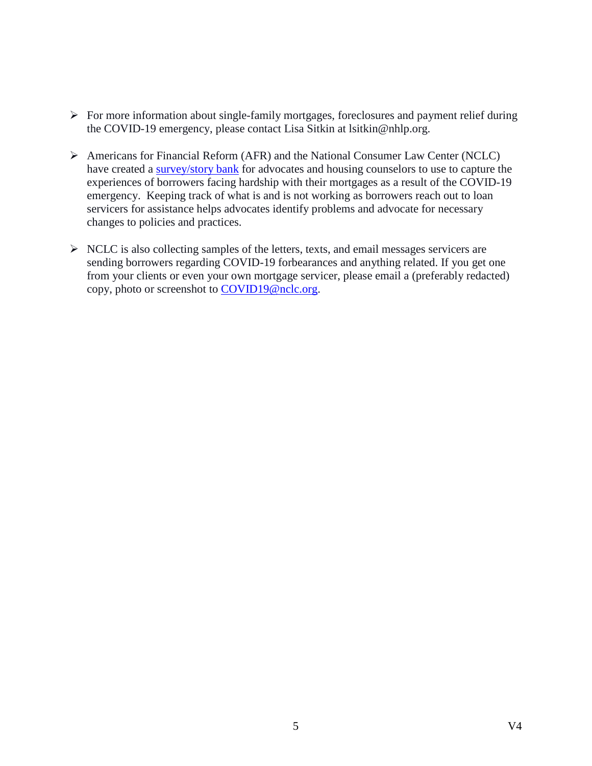- For more information about single-family mortgages, foreclosures and payment relief during the COVID-19 emergency, please contact Lisa Sitkin at lsitkin@nhlp.org.

- Americans for Financial Reform (AFR) and the National Consumer Law Center (NCLC) have created a survey/story bank for advocates and housing counselors to use to capture the experiences of borrowers facing hardship with their mortgages as a result of the COVID-19 emergency. Keeping track of what is and is not working as borrowers reach out to loan servicers for assistance helps advocates identify problems and advocate for necessary changes to policies and practices.

- NCLC is also collecting samples of the letters, texts, and email messages servicers are sending borrowers regarding COVID-19 forbearances and anything related. If you get one from your clients or even your own mortgage servicer, please email a (preferably redacted) copy, photo or screenshot to COVID19@nclc.org.